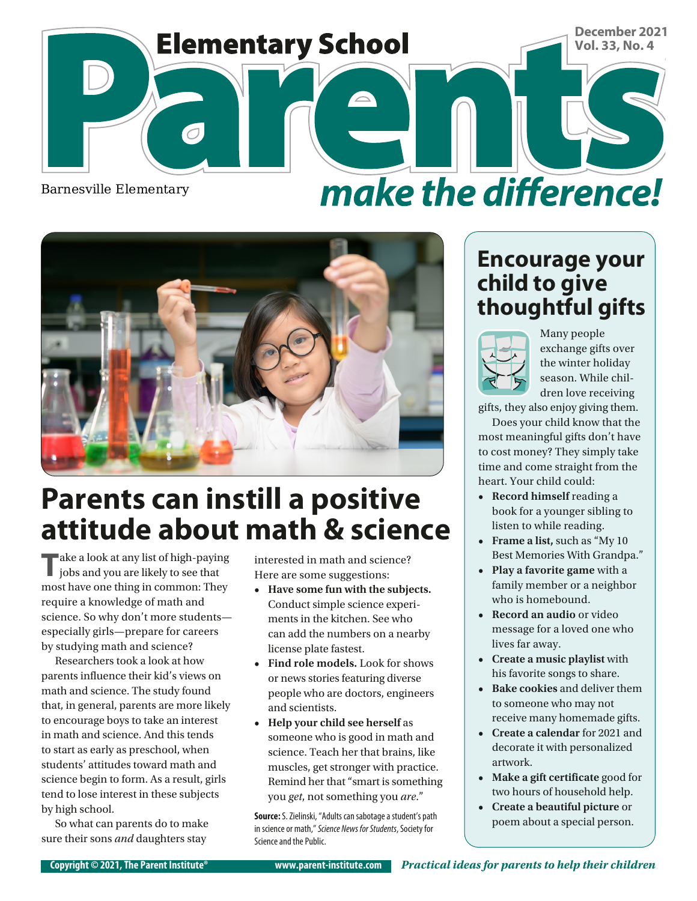# Elementary School Parents make the difference!

December 2021
Vol. 33, No. 4

Barnesville Elementary

## Parents can instill a positive attitude about math & science

Take a look at any list of high-paying jobs and you are likely to see that most have one thing in common: They require a knowledge of math and science. So why don't more students—especially girls—prepare for careers by studying math and science?

Researchers took a look at how parents influence their kid's views on math and science. The study found that, in general, parents are more likely to encourage boys to take an interest in math and science. And this tends to start as early as preschool, when students' attitudes toward math and science begin to form. As a result, girls tend to lose interest in these subjects by high school.

So what can parents do to make sure their sons *and* daughters stay interested in math and science? Here are some suggestions:

- **Have some fun with the subjects.** Conduct simple science experiments in the kitchen. See who can add the numbers on a nearby license plate fastest.
- **Find role models.** Look for shows or news stories featuring diverse people who are doctors, engineers and scientists.
- **Help your child see herself** as someone who is good in math and science. Teach her that brains, like muscles, get stronger with practice. Remind her that "smart is something you *get*, not something you *are*."

**Source:** S. Zielinski, "Adults can sabotage a student's path in science or math," *Science News for Students*, Society for Science and the Public.

## Encourage your child to give thoughtful gifts

Many people exchange gifts over the winter holiday season. While children love receiving gifts, they also enjoy giving them.

Does your child know that the most meaningful gifts don't have to cost money? They simply take time and come straight from the heart. Your child could:

- **Record himself** reading a book for a younger sibling to listen to while reading.
- **Frame a list,** such as "My 10 Best Memories With Grandpa."
- **Play a favorite game** with a family member or a neighbor who is homebound.
- **Record an audio** or video message for a loved one who lives far away.
- **Create a music playlist** with his favorite songs to share.
- **Bake cookies** and deliver them to someone who may not receive many homemade gifts.
- **Create a calendar** for 2021 and decorate it with personalized artwork.
- **Make a gift certificate** good for two hours of household help.
- **Create a beautiful picture** or poem about a special person.

Copyright © 2021, The Parent Institute® www.parent-institute.com *Practical ideas for parents to help their children*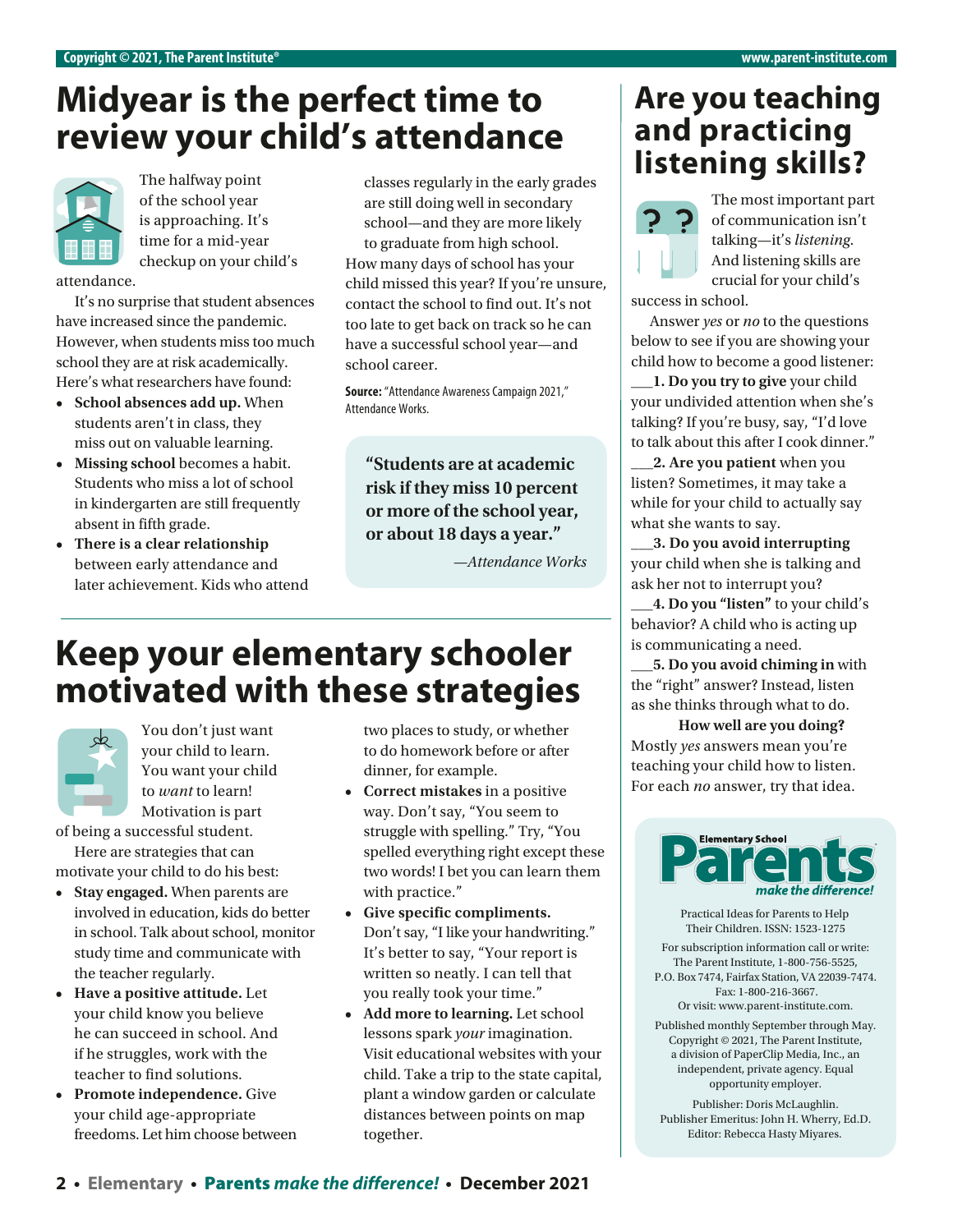# Midyear is the perfect time to review your child's attendance

The halfway point of the school year is approaching. It's time for a mid-year checkup on your child's attendance.

It's no surprise that student absences have increased since the pandemic. However, when students miss too much school they are at risk academically. Here's what researchers have found:

- **School absences add up.** When students aren't in class, they miss out on valuable learning.
- **Missing school** becomes a habit. Students who miss a lot of school in kindergarten are still frequently absent in fifth grade.
- **There is a clear relationship** between early attendance and later achievement. Kids who attend classes regularly in the early grades are still doing well in secondary school—and they are more likely to graduate from high school.

How many days of school has your child missed this year? If you're unsure, contact the school to find out. It's not too late to get back on track so he can have a successful school year—and school career.

**Source:** "Attendance Awareness Campaign 2021," Attendance Works.

> **"Students are at academic risk if they miss 10 percent or more of the school year, or about 18 days a year."**
>
> *—Attendance Works*

# Keep your elementary schooler motivated with these strategies

You don't just want your child to learn. You want your child to *want* to learn! Motivation is part of being a successful student.

Here are strategies that can motivate your child to do his best:

- **Stay engaged.** When parents are involved in education, kids do better in school. Talk about school, monitor study time and communicate with the teacher regularly.
- **Have a positive attitude.** Let your child know you believe he can succeed in school. And if he struggles, work with the teacher to find solutions.
- **Promote independence.** Give your child age-appropriate freedoms. Let him choose between two places to study, or whether to do homework before or after dinner, for example.
- **Correct mistakes** in a positive way. Don't say, "You seem to struggle with spelling." Try, "You spelled everything right except these two words! I bet you can learn them with practice."
- **Give specific compliments.** Don't say, "I like your handwriting." It's better to say, "Your report is written so neatly. I can tell that you really took your time."
- **Add more to learning.** Let school lessons spark *your* imagination. Visit educational websites with your child. Take a trip to the state capital, plant a window garden or calculate distances between points on map together.

# Are you teaching and practicing listening skills?

The most important part of communication isn't talking—it's *listening*. And listening skills are crucial for your child's success in school.

Answer *yes* or *no* to the questions below to see if you are showing your child how to become a good listener:

___**1. Do you try to give** your child your undivided attention when she's talking? If you're busy, say, "I'd love to talk about this after I cook dinner."

___**2. Are you patient** when you listen? Sometimes, it may take a while for your child to actually say what she wants to say.

___**3. Do you avoid interrupting** your child when she is talking and ask her not to interrupt you?

___**4. Do you "listen"** to your child's behavior? A child who is acting up is communicating a need.

___**5. Do you avoid chiming in** with the "right" answer? Instead, listen as she thinks through what to do.

**How well are you doing?**

Mostly *yes* answers mean you're teaching your child how to listen. For each *no* answer, try that idea.

---

**Elementary School Parents** *make the difference!*

Practical Ideas for Parents to Help Their Children. ISSN: 1523-1275

For subscription information call or write: The Parent Institute, 1-800-756-5525, P.O. Box 7474, Fairfax Station, VA 22039-7474. Fax: 1-800-216-3667. Or visit: www.parent-institute.com.

Published monthly September through May. Copyright © 2021, The Parent Institute, a division of PaperClip Media, Inc., an independent, private agency. Equal opportunity employer.

Publisher: Doris McLaughlin. Publisher Emeritus: John H. Wherry, Ed.D. Editor: Rebecca Hasty Miyares.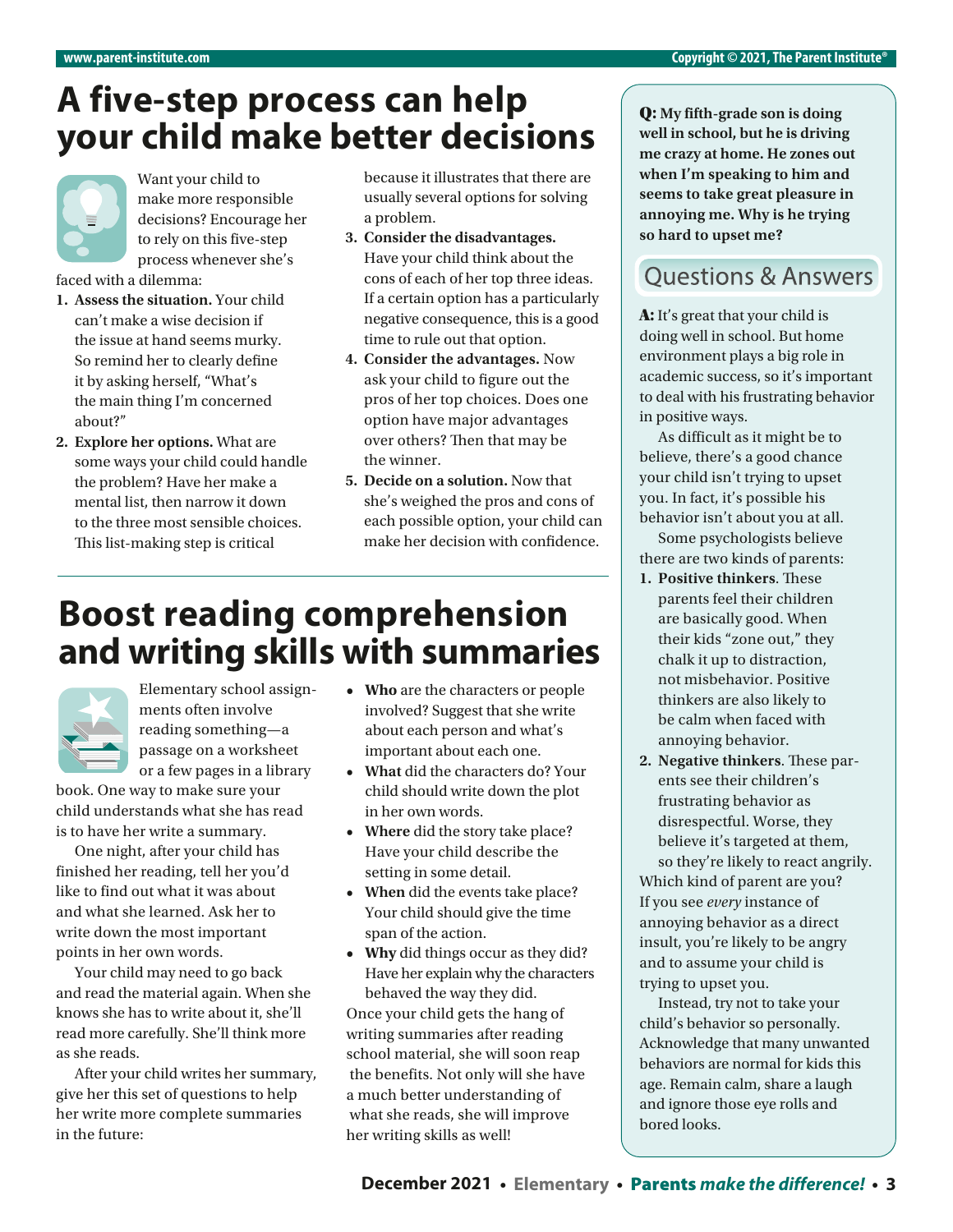# A five-step process can help your child make better decisions

Want your child to make more responsible decisions? Encourage her to rely on this five-step process whenever she's faced with a dilemma:

1. **Assess the situation.** Your child can't make a wise decision if the issue at hand seems murky. So remind her to clearly define it by asking herself, "What's the main thing I'm concerned about?"
2. **Explore her options.** What are some ways your child could handle the problem? Have her make a mental list, then narrow it down to the three most sensible choices. This list-making step is critical because it illustrates that there are usually several options for solving a problem.
3. **Consider the disadvantages.** Have your child think about the cons of each of her top three ideas. If a certain option has a particularly negative consequence, this is a good time to rule out that option.
4. **Consider the advantages.** Now ask your child to figure out the pros of her top choices. Does one option have major advantages over others? Then that may be the winner.
5. **Decide on a solution.** Now that she's weighed the pros and cons of each possible option, your child can make her decision with confidence.

# Boost reading comprehension and writing skills with summaries

Elementary school assignments often involve reading something—a passage on a worksheet or a few pages in a library book. One way to make sure your child understands what she has read is to have her write a summary.

One night, after your child has finished her reading, tell her you'd like to find out what it was about and what she learned. Ask her to write down the most important points in her own words.

Your child may need to go back and read the material again. When she knows she has to write about it, she'll read more carefully. She'll think more as she reads.

After your child writes her summary, give her this set of questions to help her write more complete summaries in the future:

- **Who** are the characters or people involved? Suggest that she write about each person and what's important about each one.
- **What** did the characters do? Your child should write down the plot in her own words.
- **Where** did the story take place? Have your child describe the setting in some detail.
- **When** did the events take place? Your child should give the time span of the action.
- **Why** did things occur as they did? Have her explain why the characters behaved the way they did.

Once your child gets the hang of writing summaries after reading school material, she will soon reap the benefits. Not only will she have a much better understanding of what she reads, she will improve her writing skills as well!

## Questions & Answers

**Q: My fifth-grade son is doing well in school, but he is driving me crazy at home. He zones out when I'm speaking to him and seems to take great pleasure in annoying me. Why is he trying so hard to upset me?**

**A:** It's great that your child is doing well in school. But home environment plays a big role in academic success, so it's important to deal with his frustrating behavior in positive ways.

As difficult as it might be to believe, there's a good chance your child isn't trying to upset you. In fact, it's possible his behavior isn't about you at all.

Some psychologists believe there are two kinds of parents:

1. **Positive thinkers**. These parents feel their children are basically good. When their kids "zone out," they chalk it up to distraction, not misbehavior. Positive thinkers are also likely to be calm when faced with annoying behavior.
2. **Negative thinkers**. These parents see their children's frustrating behavior as disrespectful. Worse, they believe it's targeted at them, so they're likely to react angrily.

Which kind of parent are you? If you see *every* instance of annoying behavior as a direct insult, you're likely to be angry and to assume your child is trying to upset you.

Instead, try not to take your child's behavior so personally. Acknowledge that many unwanted behaviors are normal for kids this age. Remain calm, share a laugh and ignore those eye rolls and bored looks.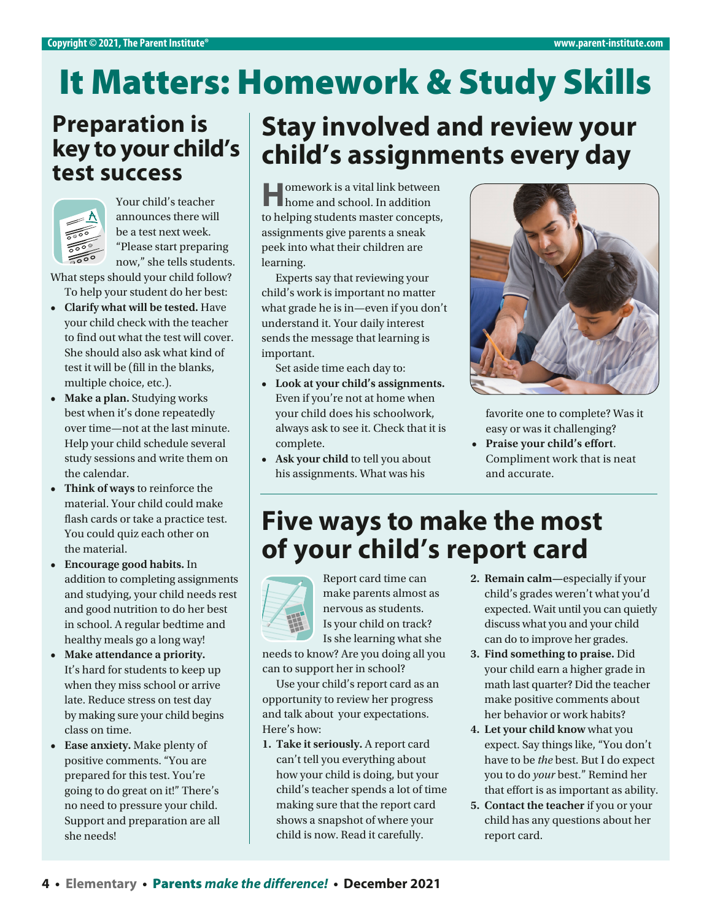# It Matters: Homework & Study Skills

## Preparation is key to your child's test success

Your child's teacher announces there will be a test next week. "Please start preparing now," she tells students. What steps should your child follow?

To help your student do her best:

- **Clarify what will be tested.** Have your child check with the teacher to find out what the test will cover. She should also ask what kind of test it will be (fill in the blanks, multiple choice, etc.).
- **Make a plan.** Studying works best when it's done repeatedly over time—not at the last minute. Help your child schedule several study sessions and write them on the calendar.
- **Think of ways** to reinforce the material. Your child could make flash cards or take a practice test. You could quiz each other on the material.
- **Encourage good habits.** In addition to completing assignments and studying, your child needs rest and good nutrition to do her best in school. A regular bedtime and healthy meals go a long way!
- **Make attendance a priority.** It's hard for students to keep up when they miss school or arrive late. Reduce stress on test day by making sure your child begins class on time.
- **Ease anxiety.** Make plenty of positive comments. "You are prepared for this test. You're going to do great on it!" There's no need to pressure your child. Support and preparation are all she needs!

## Stay involved and review your child's assignments every day

Homework is a vital link between home and school. In addition to helping students master concepts, assignments give parents a sneak peek into what their children are learning.

Experts say that reviewing your child's work is important no matter what grade he is in—even if you don't understand it. Your daily interest sends the message that learning is important.

Set aside time each day to:

- **Look at your child's assignments.** Even if you're not at home when your child does his schoolwork, always ask to see it. Check that it is complete.
- **Ask your child** to tell you about his assignments. What was his favorite one to complete? Was it easy or was it challenging?
- **Praise your child's effort**. Compliment work that is neat and accurate.

## Five ways to make the most of your child's report card

Report card time can make parents almost as nervous as students. Is your child on track? Is she learning what she needs to know? Are you doing all you can to support her in school?

Use your child's report card as an opportunity to review her progress and talk about your expectations. Here's how:

1. **Take it seriously.** A report card can't tell you everything about how your child is doing, but your child's teacher spends a lot of time making sure that the report card shows a snapshot of where your child is now. Read it carefully.
2. **Remain calm—**especially if your child's grades weren't what you'd expected. Wait until you can quietly discuss what you and your child can do to improve her grades.
3. **Find something to praise.** Did your child earn a higher grade in math last quarter? Did the teacher make positive comments about her behavior or work habits?
4. **Let your child know** what you expect. Say things like, "You don't have to be *the* best. But I do expect you to do *your* best." Remind her that effort is as important as ability.
5. **Contact the teacher** if you or your child has any questions about her report card.